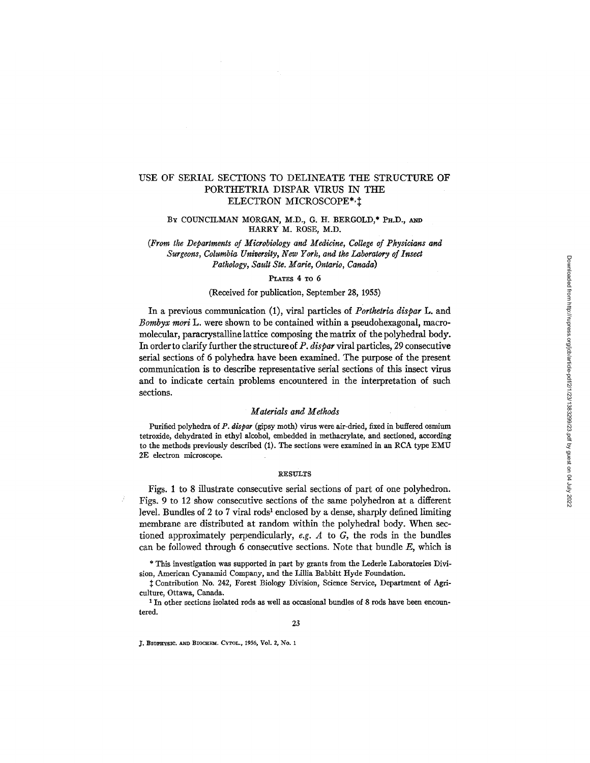# USE OF SERIAL SECTIONS TO DELINEATE THE STRUCTURE OF PORTHETRIA DISPAR VIRUS IN THE ELECTRON MICROSCOPE*,‡

By COUNCILMAN MORGAN, M.D., G. H. BERGOLD,* Ph.D., and HARRY M. ROSE, M.D.

*(From the Departments of Microbiology and Medicine, College of Physicians and Surgeons, Columbia University, New York, and the Laboratory of Insect Pathology, Sault Ste. Marie, Ontario, Canada)*

PLATES 4 TO 6

(Received for publication, September 28, 1955)

In a previous communication (1), viral particles of *Porthetria dispar* L. and *Bombyx mori* L. were shown to be contained within a pseudohexagonal, macromolecular, paracrystalline lattice composing the matrix of the polyhedral body. In order to clarify further the structure of *P. dispar* viral particles, 29 consecutive serial sections of 6 polyhedra have been examined. The purpose of the present communication is to describe representative serial sections of this insect virus and to indicate certain problems encountered in the interpretation of such sections.

## *Materials and Methods*

Purified polyhedra of *P. dispar* (gipsy moth) virus were air-dried, fixed in buffered osmium tetroxide, dehydrated in ethyl alcohol, embedded in methacrylate, and sectioned, according to the methods previously described (1). The sections were examined in an RCA type EMU 2E electron microscope.

## RESULTS

Figs. 1 to 8 illustrate consecutive serial sections of part of one polyhedron. Figs. 9 to 12 show consecutive sections of the same polyhedron at a different level. Bundles of 2 to 7 viral rods[1] enclosed by a dense, sharply defined limiting membrane are distributed at random within the polyhedral body. When sectioned approximately perpendicularly, *e.g. A* to *G*, the rods in the bundles can be followed through 6 consecutive sections. Note that bundle *E*, which is

\* This investigation was supported in part by grants from the Lederle Laboratories Division, American Cyanamid Company, and the Lillia Babbitt Hyde Foundation.

‡ Contribution No. 242, Forest Biology Division, Science Service, Department of Agriculture, Ottawa, Canada.

[1] In other sections isolated rods as well as occasional bundles of 8 rods have been encountered.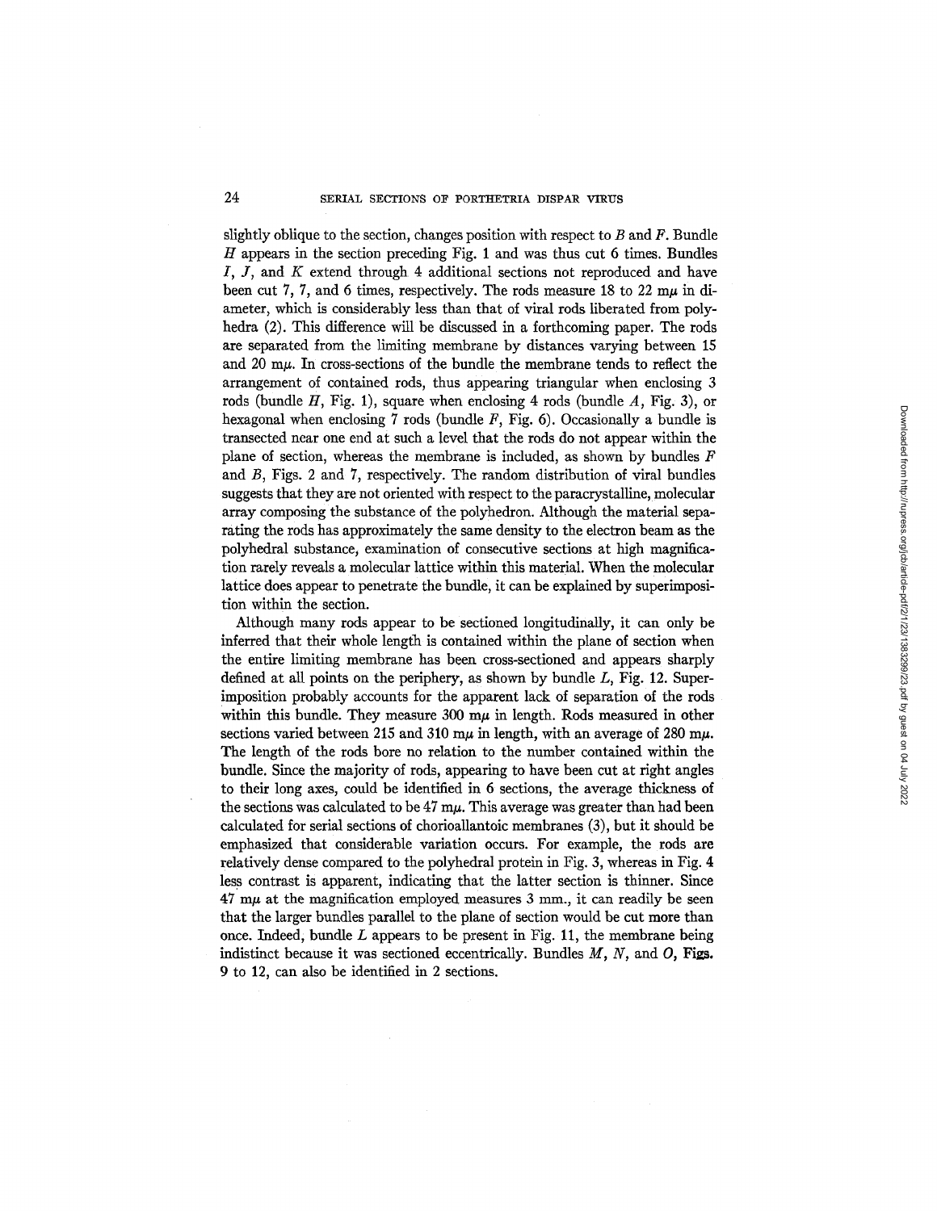slightly oblique to the section, changes position with respect to *B* and *F*. Bundle *H* appears in the section preceding Fig. 1 and was thus cut 6 times. Bundles *I*, *J*, and *K* extend through 4 additional sections not reproduced and have been cut 7, 7, and 6 times, respectively. The rods measure 18 to 22 m$\mu$ in diameter, which is considerably less than that of viral rods liberated from polyhedra (2). This difference will be discussed in a forthcoming paper. The rods are separated from the limiting membrane by distances varying between 15 and 20 m$\mu$. In cross-sections of the bundle the membrane tends to reflect the arrangement of contained rods, thus appearing triangular when enclosing 3 rods (bundle *H*, Fig. 1), square when enclosing 4 rods (bundle *A*, Fig. 3), or hexagonal when enclosing 7 rods (bundle *F*, Fig. 6). Occasionally a bundle is transected near one end at such a level that the rods do not appear within the plane of section, whereas the membrane is included, as shown by bundles *F* and *B*, Figs. 2 and 7, respectively. The random distribution of viral bundles suggests that they are not oriented with respect to the paracrystalline, molecular array composing the substance of the polyhedron. Although the material separating the rods has approximately the same density to the electron beam as the polyhedral substance, examination of consecutive sections at high magnification rarely reveals a molecular lattice within this material. When the molecular lattice does appear to penetrate the bundle, it can be explained by superimposition within the section.

Although many rods appear to be sectioned longitudinally, it can only be inferred that their whole length is contained within the plane of section when the entire limiting membrane has been cross-sectioned and appears sharply defined at all points on the periphery, as shown by bundle *L*, Fig. 12. Superimposition probably accounts for the apparent lack of separation of the rods within this bundle. They measure 300 m$\mu$ in length. Rods measured in other sections varied between 215 and 310 m$\mu$ in length, with an average of 280 m$\mu$. The length of the rods bore no relation to the number contained within the bundle. Since the majority of rods, appearing to have been cut at right angles to their long axes, could be identified in 6 sections, the average thickness of the sections was calculated to be 47 m$\mu$. This average was greater than had been calculated for serial sections of chorioallantoic membranes (3), but it should be emphasized that considerable variation occurs. For example, the rods are relatively dense compared to the polyhedral protein in Fig. 3, whereas in Fig. 4 less contrast is apparent, indicating that the latter section is thinner. Since 47 m$\mu$ at the magnification employed measures 3 mm., it can readily be seen that the larger bundles parallel to the plane of section would be cut more than once. Indeed, bundle *L* appears to be present in Fig. 11, the membrane being indistinct because it was sectioned eccentrically. Bundles *M*, *N*, and *O*, Figs. 9 to 12, can also be identified in 2 sections.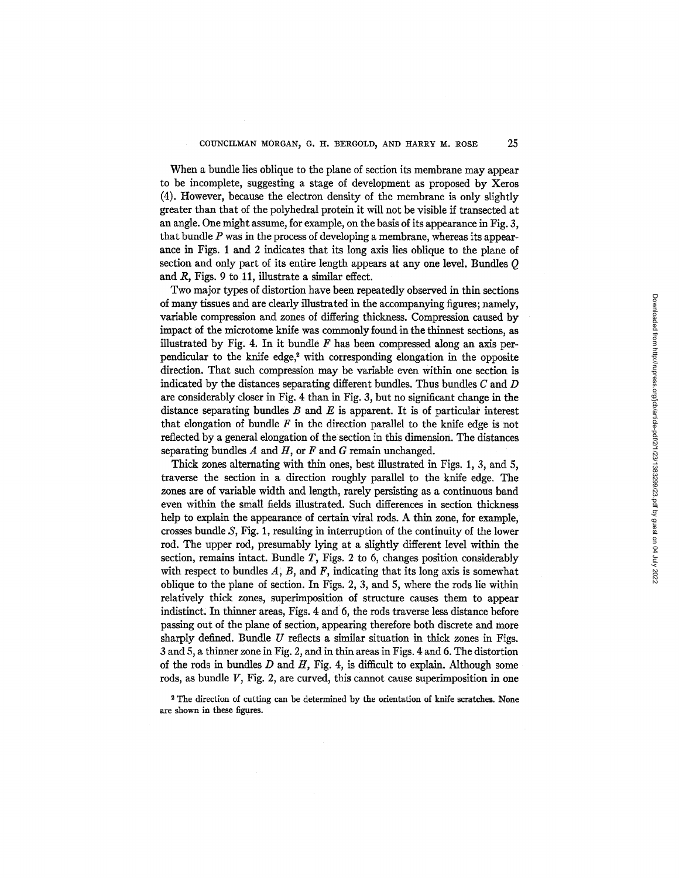When a bundle lies oblique to the plane of section its membrane may appear to be incomplete, suggesting a stage of development as proposed by Xeros (4). However, because the electron density of the membrane is only slightly greater than that of the polyhedral protein it will not be visible if transected at an angle. One might assume, for example, on the basis of its appearance in Fig. 3, that bundle *P* was in the process of developing a membrane, whereas its appearance in Figs. 1 and 2 indicates that its long axis lies oblique to the plane of section and only part of its entire length appears at any one level. Bundles *Q* and *R*, Figs. 9 to 11, illustrate a similar effect.

Two major types of distortion have been repeatedly observed in thin sections of many tissues and are clearly illustrated in the accompanying figures; namely, variable compression and zones of differing thickness. Compression caused by impact of the microtome knife was commonly found in the thinnest sections, as illustrated by Fig. 4. In it bundle *F* has been compressed along an axis perpendicular to the knife edge,[2] with corresponding elongation in the opposite direction. That such compression may be variable even within one section is indicated by the distances separating different bundles. Thus bundles *C* and *D* are considerably closer in Fig. 4 than in Fig. 3, but no significant change in the distance separating bundles *B* and *E* is apparent. It is of particular interest that elongation of bundle *F* in the direction parallel to the knife edge is not reflected by a general elongation of the section in this dimension. The distances separating bundles *A* and *H*, or *F* and *G* remain unchanged.

Thick zones alternating with thin ones, best illustrated in Figs. 1, 3, and 5, traverse the section in a direction roughly parallel to the knife edge. The zones are of variable width and length, rarely persisting as a continuous band even within the small fields illustrated. Such differences in section thickness help to explain the appearance of certain viral rods. A thin zone, for example, crosses bundle *S*, Fig. 1, resulting in interruption of the continuity of the lower rod. The upper rod, presumably lying at a slightly different level within the section, remains intact. Bundle *T*, Figs. 2 to 6, changes position considerably with respect to bundles *A*, *B*, and *F*, indicating that its long axis is somewhat oblique to the plane of section. In Figs. 2, 3, and 5, where the rods lie within relatively thick zones, superimposition of structure causes them to appear indistinct. In thinner areas, Figs. 4 and 6, the rods traverse less distance before passing out of the plane of section, appearing therefore both discrete and more sharply defined. Bundle *U* reflects a similar situation in thick zones in Figs. 3 and 5, a thinner zone in Fig. 2, and in thin areas in Figs. 4 and 6. The distortion of the rods in bundles *D* and *H*, Fig. 4, is difficult to explain. Although some rods, as bundle *V*, Fig. 2, are curved, this cannot cause superimposition in one

[2] The direction of cutting can be determined by the orientation of knife scratches. None are shown in these figures.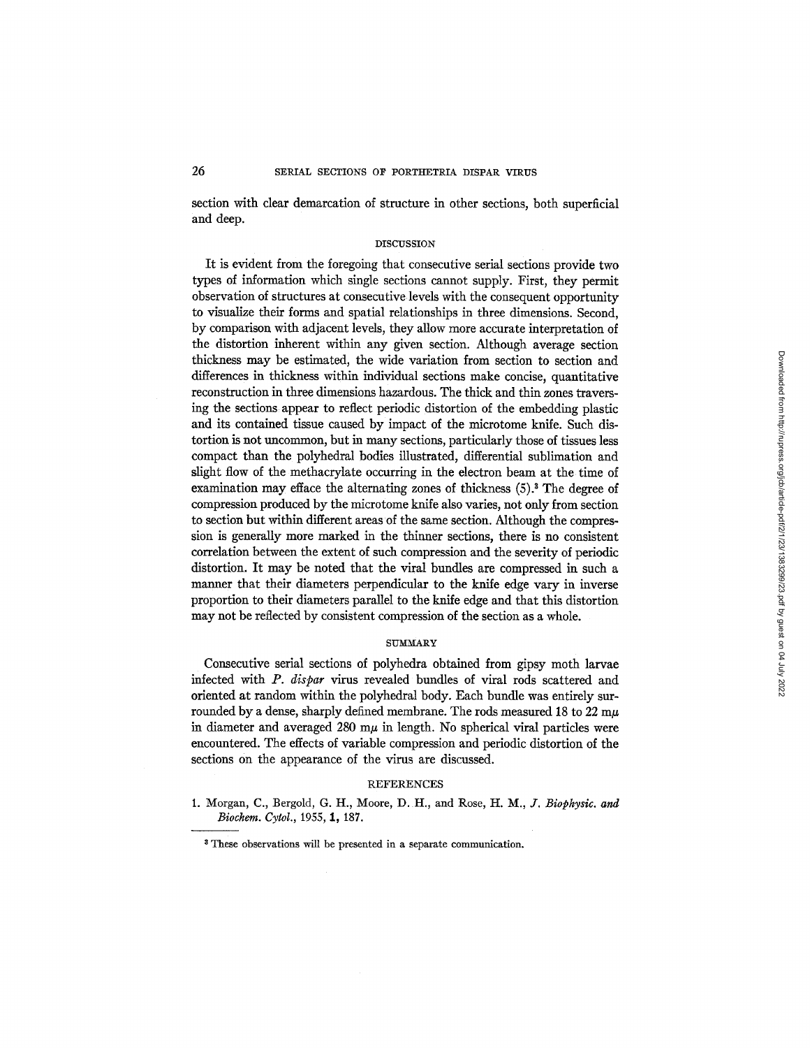section with clear demarcation of structure in other sections, both superficial and deep.

## DISCUSSION

It is evident from the foregoing that consecutive serial sections provide two types of information which single sections cannot supply. First, they permit observation of structures at consecutive levels with the consequent opportunity to visualize their forms and spatial relationships in three dimensions. Second, by comparison with adjacent levels, they allow more accurate interpretation of the distortion inherent within any given section. Although average section thickness may be estimated, the wide variation from section to section and differences in thickness within individual sections make concise, quantitative reconstruction in three dimensions hazardous. The thick and thin zones traversing the sections appear to reflect periodic distortion of the embedding plastic and its contained tissue caused by impact of the microtome knife. Such distortion is not uncommon, but in many sections, particularly those of tissues less compact than the polyhedral bodies illustrated, differential sublimation and slight flow of the methacrylate occurring in the electron beam at the time of examination may efface the alternating zones of thickness (5).[3] The degree of compression produced by the microtome knife also varies, not only from section to section but within different areas of the same section. Although the compression is generally more marked in the thinner sections, there is no consistent correlation between the extent of such compression and the severity of periodic distortion. It may be noted that the viral bundles are compressed in such a manner that their diameters perpendicular to the knife edge vary in inverse proportion to their diameters parallel to the knife edge and that this distortion may not be reflected by consistent compression of the section as a whole.

## SUMMARY

Consecutive serial sections of polyhedra obtained from gipsy moth larvae infected with *P. dispar* virus revealed bundles of viral rods scattered and oriented at random within the polyhedral body. Each bundle was entirely surrounded by a dense, sharply defined membrane. The rods measured 18 to 22 m$\mu$ in diameter and averaged 280 m$\mu$ in length. No spherical viral particles were encountered. The effects of variable compression and periodic distortion of the sections on the appearance of the virus are discussed.

## REFERENCES

1. Morgan, C., Bergold, G. H., Moore, D. H., and Rose, H. M., *J. Biophysic. and Biochem. Cytol.*, 1955, **1**, 187.

[3] These observations will be presented in a separate communication.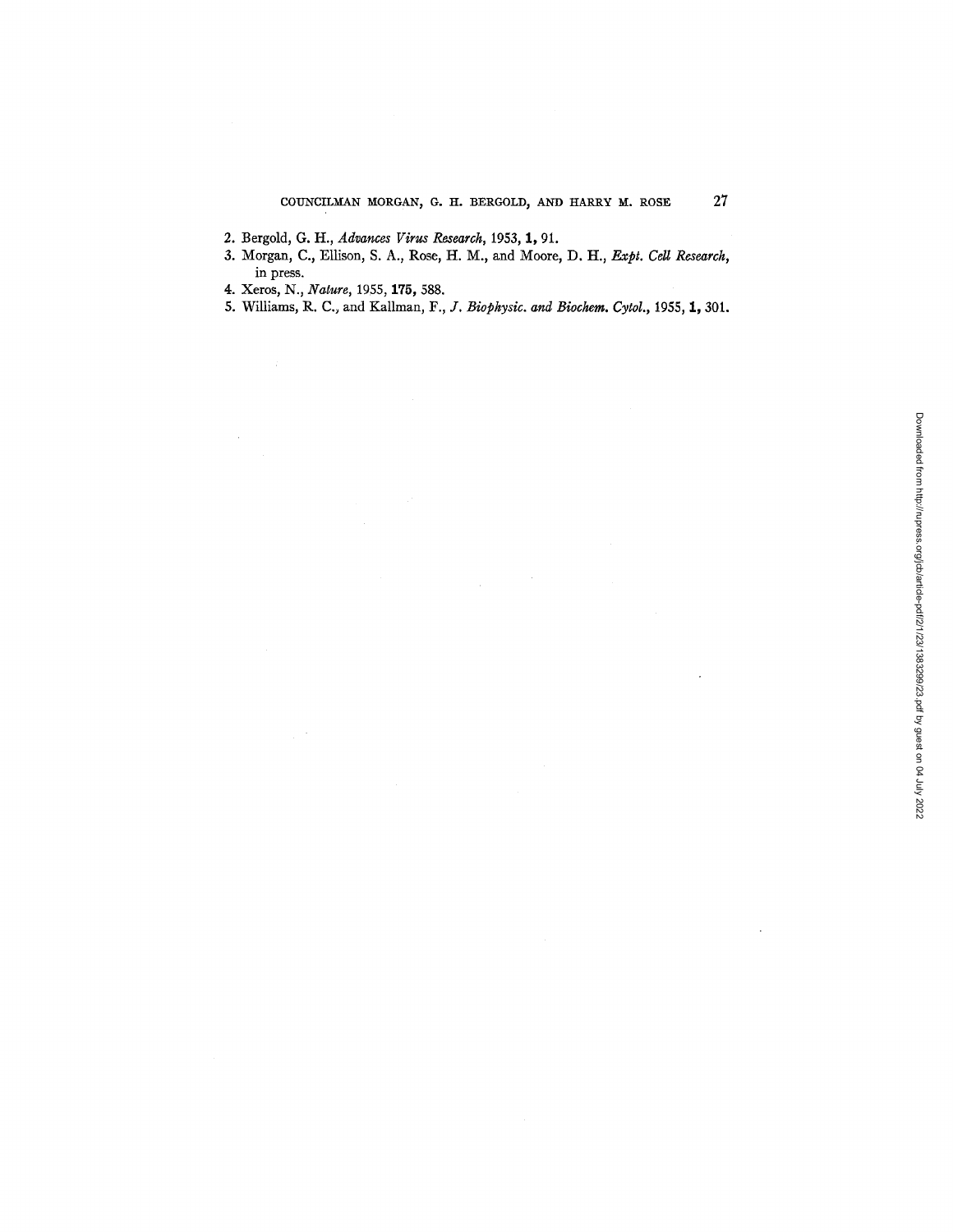2. Bergold, G. H., *Advances Virus Research*, 1953, **1,** 91.
3. Morgan, C., Ellison, S. A., Rose, H. M., and Moore, D. H., *Expt. Cell Research*, in press.
4. Xeros, N., *Nature*, 1955, **175,** 588.
5. Williams, R. C., and Kallman, F., *J. Biophysic. and Biochem. Cytol.*, 1955, **1,** 301.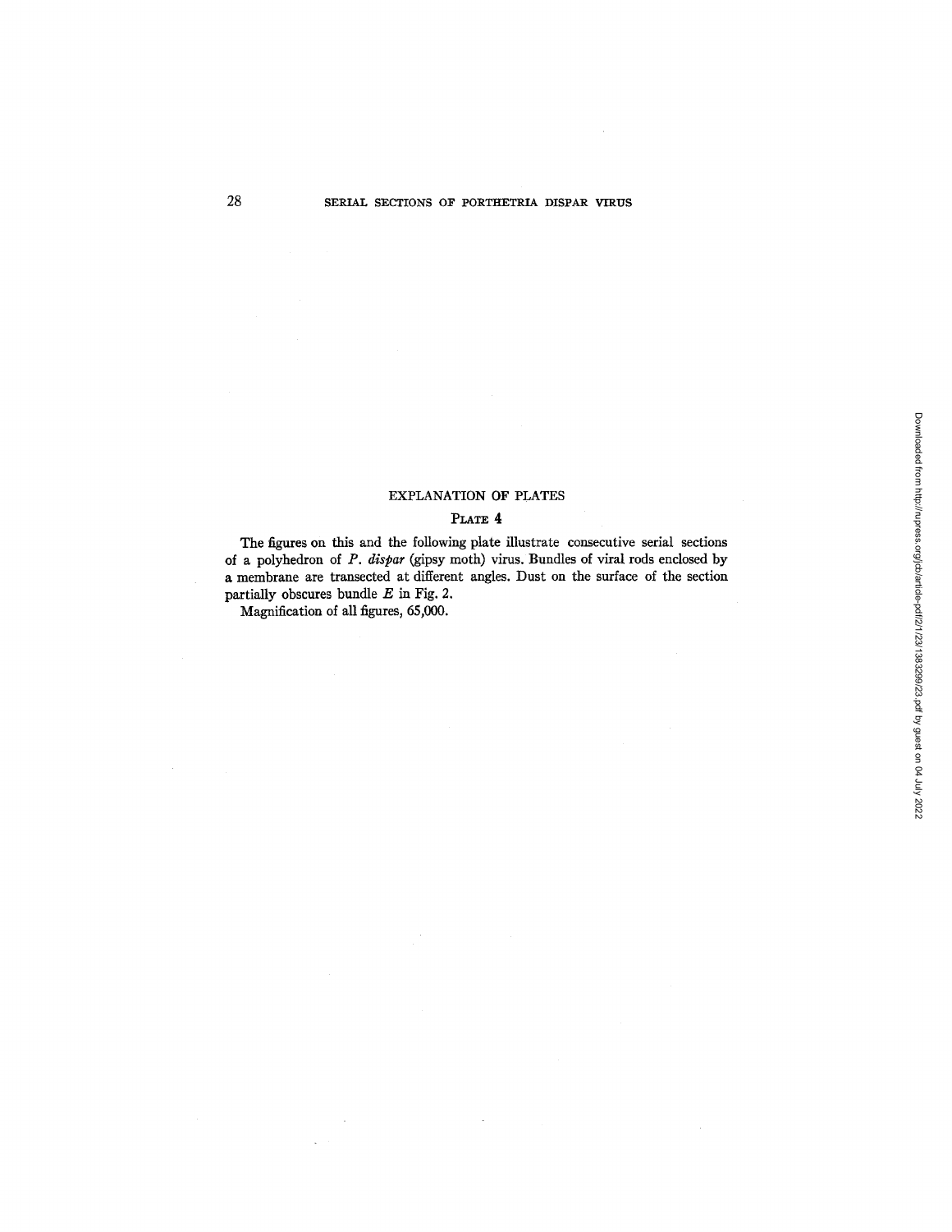## EXPLANATION OF PLATES

### PLATE 4

The figures on this and the following plate illustrate consecutive serial sections of a polyhedron of *P. dispar* (gipsy moth) virus. Bundles of viral rods enclosed by a membrane are transected at different angles. Dust on the surface of the section partially obscures bundle *E* in Fig. 2.

Magnification of all figures, 65,000.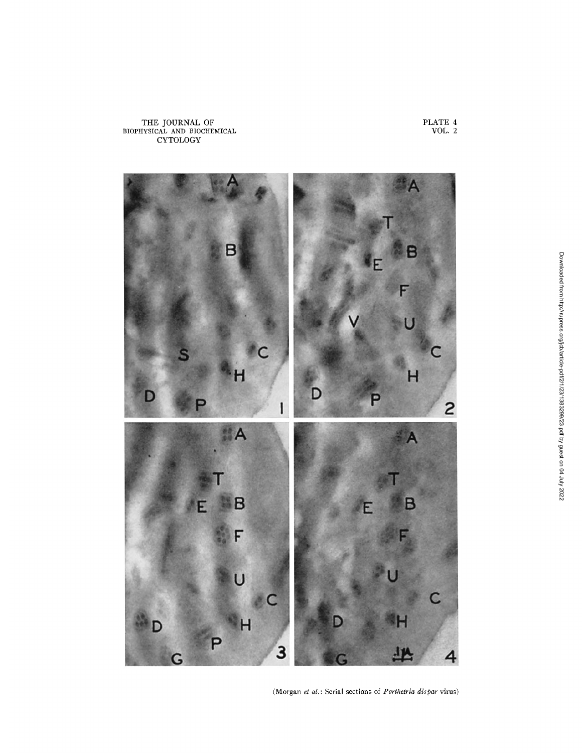(Morgan *et al.*: Serial sections of *Porthetria dispar* virus)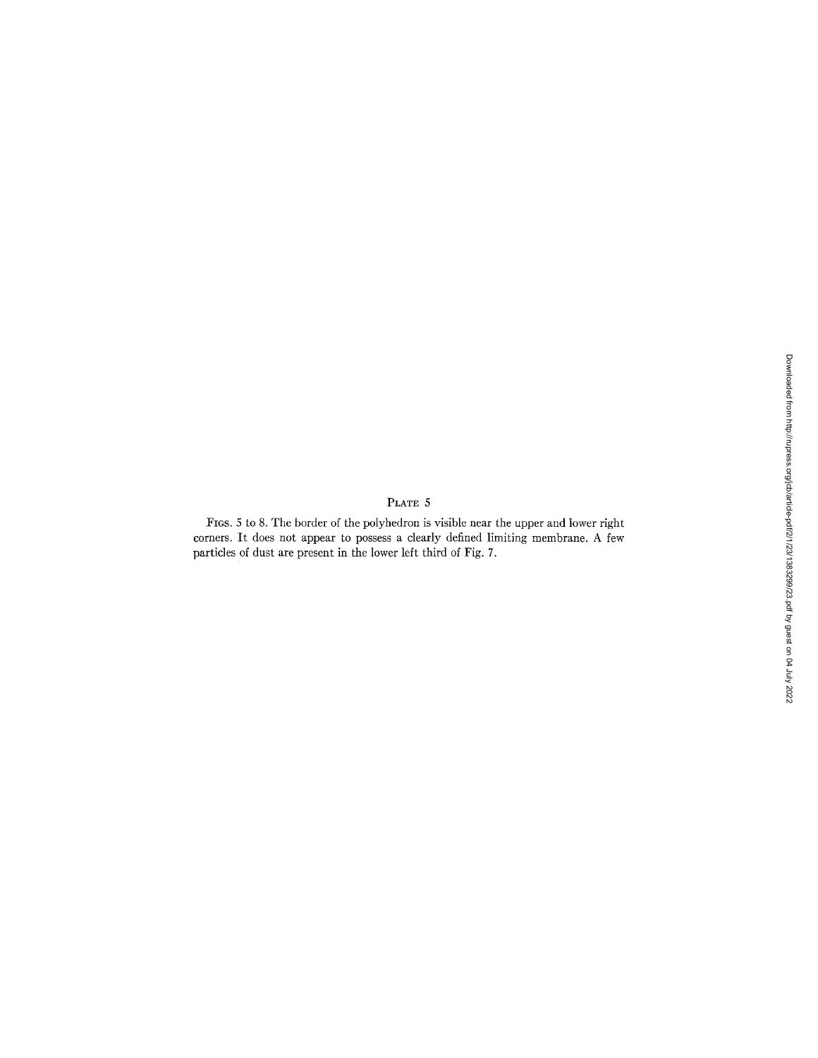## Plate 5

Figs. 5 to 8. The border of the polyhedron is visible near the upper and lower right corners. It does not appear to possess a clearly defined limiting membrane. A few particles of dust are present in the lower left third of Fig. 7.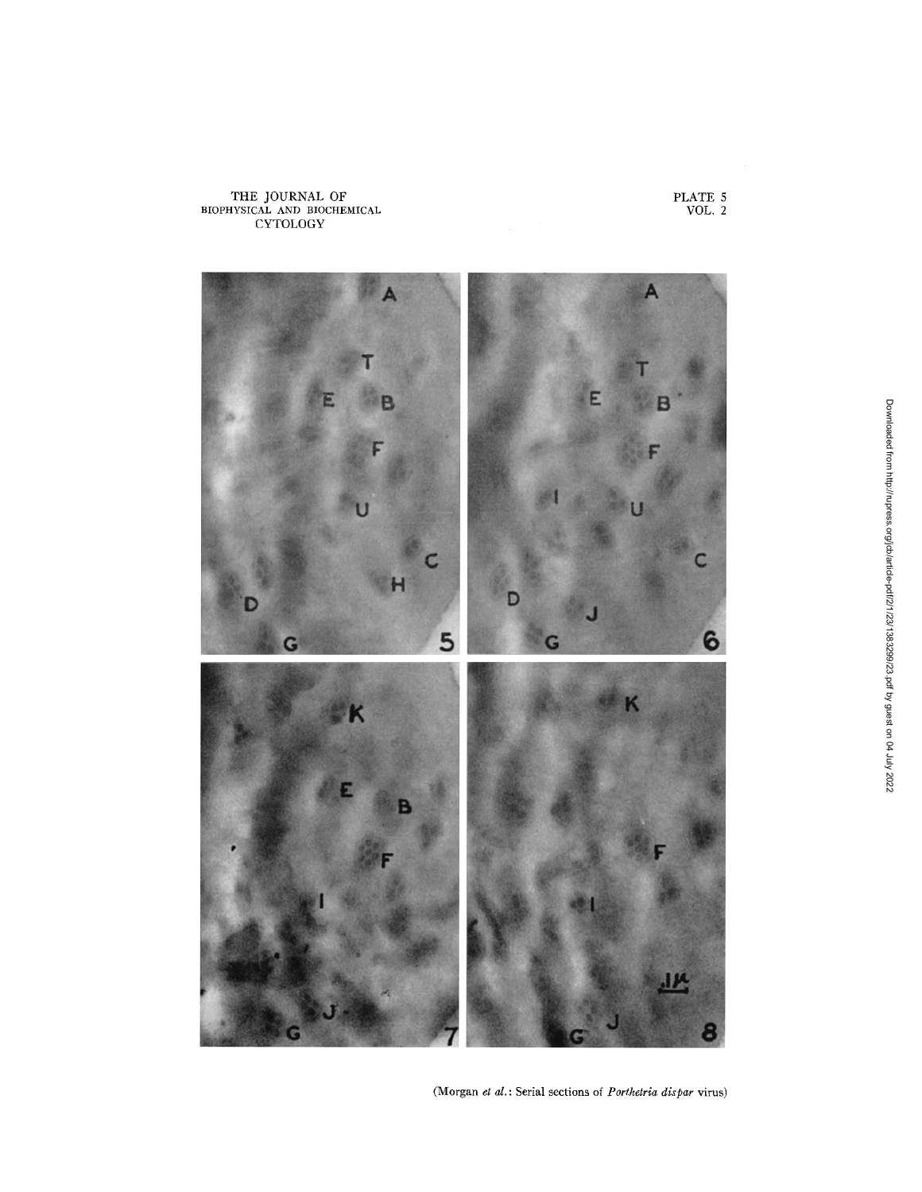THE JOURNAL OF BIOPHYSICAL AND BIOCHEMICAL CYTOLOGY

PLATE 5
VOL. 2

(Morgan *et al.*: Serial sections of *Porthetria dispar* virus)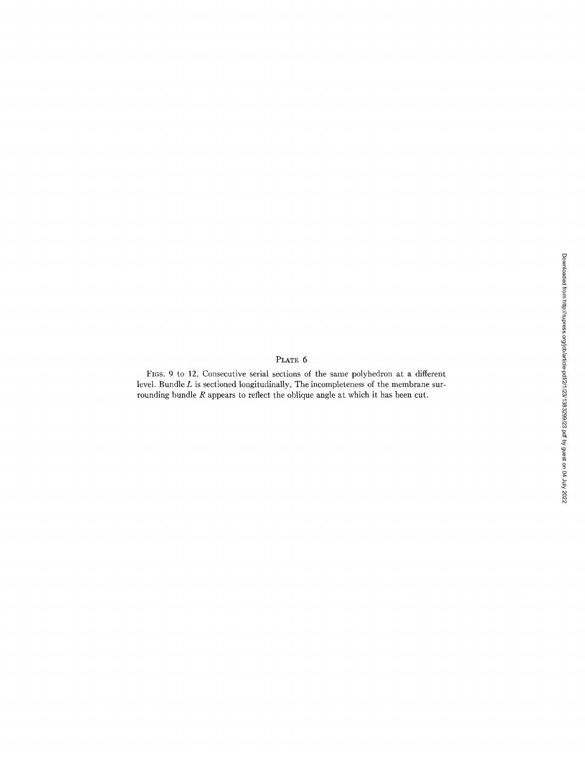## PLATE 6

FIGS. 9 to 12. Consecutive serial sections of the same polyhedron at a different level. Bundle $L$ is sectioned longitudinally. The incompleteness of the membrane surrounding bundle $R$ appears to reflect the oblique angle at which it has been cut.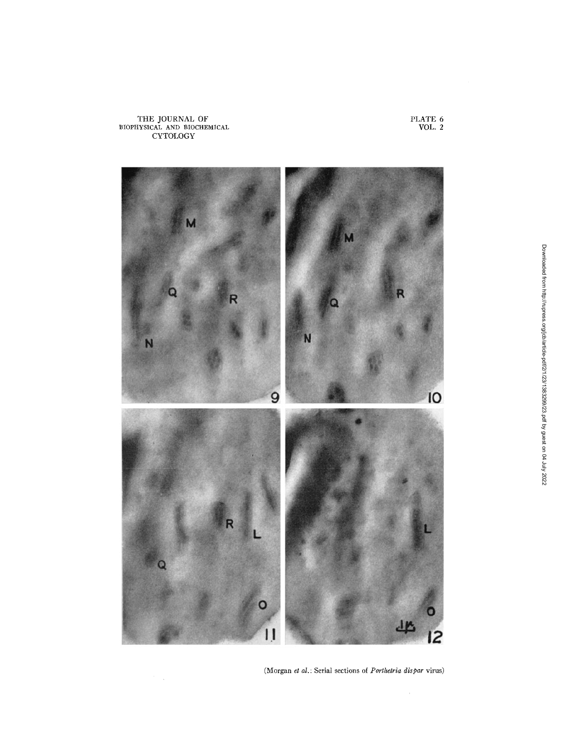(Morgan *et al.*: Serial sections of *Porthetria dispar* virus)